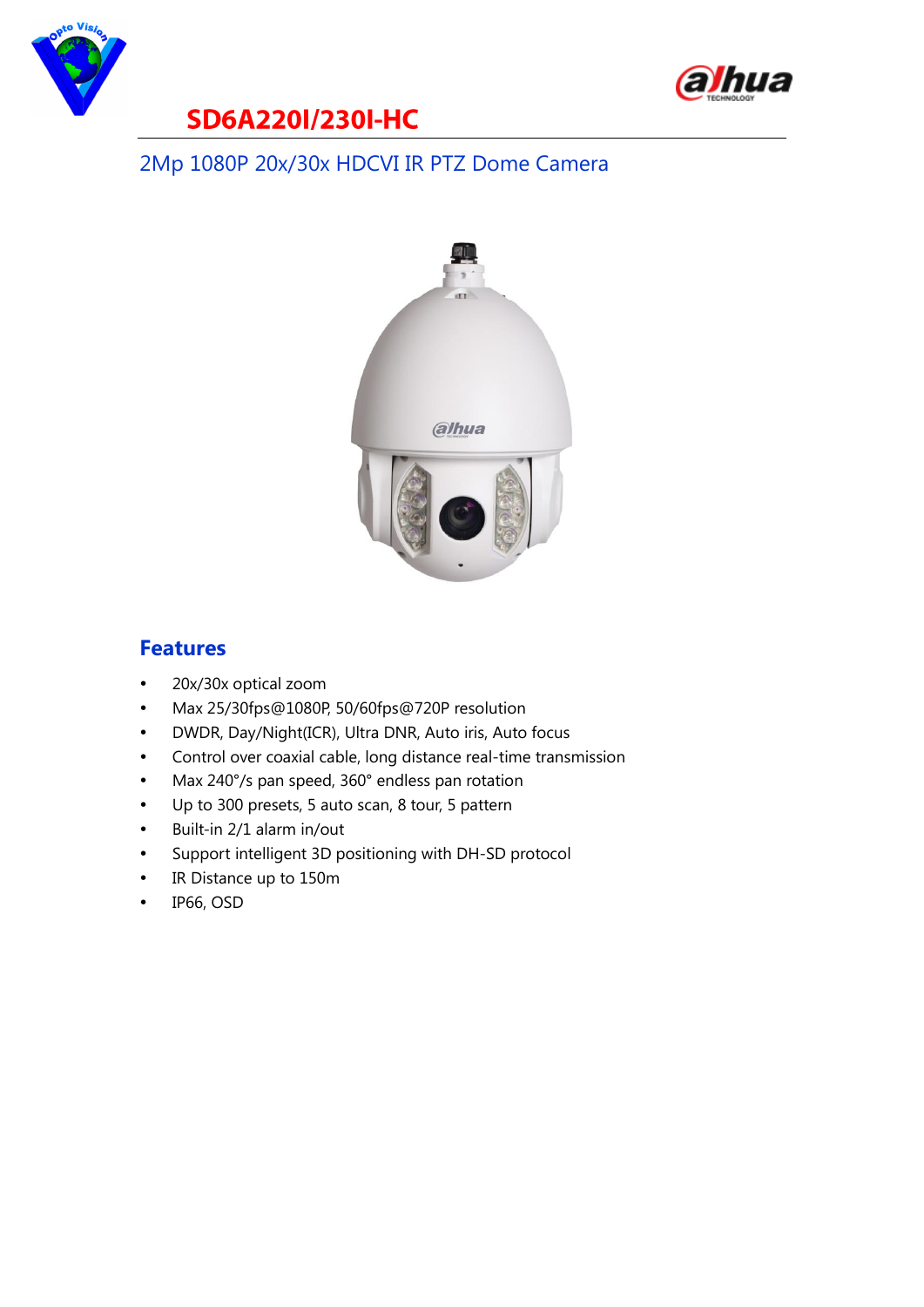# SD6A220I/230I-HC

## 2Mp 1080P 20x/30x HDCVI IR PTZ Dome Camera

## Features

- 20x/30x optical zoom
- Max 25/30fps@1080P, 50/60fps@720P resolution
- DWDR, Day/Night(ICR), Ultra DNR, Auto iris, Auto focus
- Control over coaxial cable, long distance real-time transmission
- Max 240°/s pan speed, 360° endless pan rotation
- Up to 300 presets, 5 auto scan, 8 tour, 5 pattern
- Built-in 2/1 alarm in/out
- Support intelligent 3D positioning with DH-SD protocol
- IR Distance up to 150m
- IP66, OSD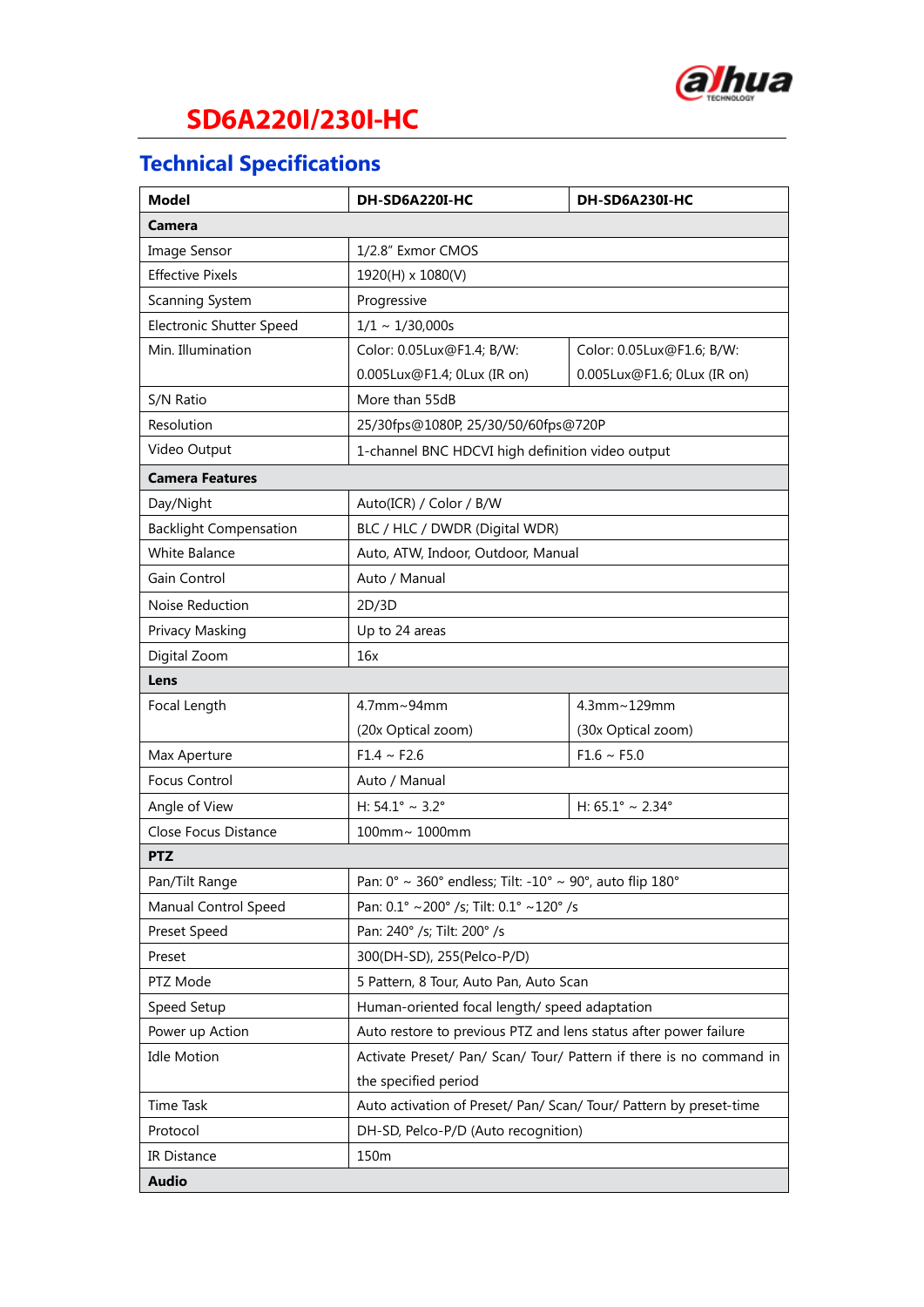# SD6A220I/230I-HC

## Technical Specifications

| Model | DH-SD6A220I-HC | DH-SD6A230I-HC |
|---|---|---|
| **Camera** | | |
| Image Sensor | 1/2.8" Exmor CMOS | |
| Effective Pixels | 1920(H) x 1080(V) | |
| Scanning System | Progressive | |
| Electronic Shutter Speed | 1/1 ~ 1/30,000s | |
| Min. Illumination | Color: 0.05Lux@F1.4; B/W: 0.005Lux@F1.4; 0Lux (IR on) | Color: 0.05Lux@F1.6; B/W: 0.005Lux@F1.6; 0Lux (IR on) |
| S/N Ratio | More than 55dB | |
| Resolution | 25/30fps@1080P, 25/30/50/60fps@720P | |
| Video Output | 1-channel BNC HDCVI high definition video output | |
| **Camera Features** | | |
| Day/Night | Auto(ICR) / Color / B/W | |
| Backlight Compensation | BLC / HLC / DWDR (Digital WDR) | |
| White Balance | Auto, ATW, Indoor, Outdoor, Manual | |
| Gain Control | Auto / Manual | |
| Noise Reduction | 2D/3D | |
| Privacy Masking | Up to 24 areas | |
| Digital Zoom | 16x | |
| **Lens** | | |
| Focal Length | 4.7mm~94mm (20x Optical zoom) | 4.3mm~129mm (30x Optical zoom) |
| Max Aperture | F1.4 ~ F2.6 | F1.6 ~ F5.0 |
| Focus Control | Auto / Manual | |
| Angle of View | H: 54.1° ~ 3.2° | H: 65.1° ~ 2.34° |
| Close Focus Distance | 100mm~ 1000mm | |
| **PTZ** | | |
| Pan/Tilt Range | Pan: 0° ~ 360° endless; Tilt: -10° ~ 90°, auto flip 180° | |
| Manual Control Speed | Pan: 0.1° ~200° /s; Tilt: 0.1° ~120° /s | |
| Preset Speed | Pan: 240° /s; Tilt: 200° /s | |
| Preset | 300(DH-SD), 255(Pelco-P/D) | |
| PTZ Mode | 5 Pattern, 8 Tour, Auto Pan, Auto Scan | |
| Speed Setup | Human-oriented focal length/ speed adaptation | |
| Power up Action | Auto restore to previous PTZ and lens status after power failure | |
| Idle Motion | Activate Preset/ Pan/ Scan/ Tour/ Pattern if there is no command in the specified period | |
| Time Task | Auto activation of Preset/ Pan/ Scan/ Tour/ Pattern by preset-time | |
| Protocol | DH-SD, Pelco-P/D (Auto recognition) | |
| IR Distance | 150m | |
| **Audio** | | |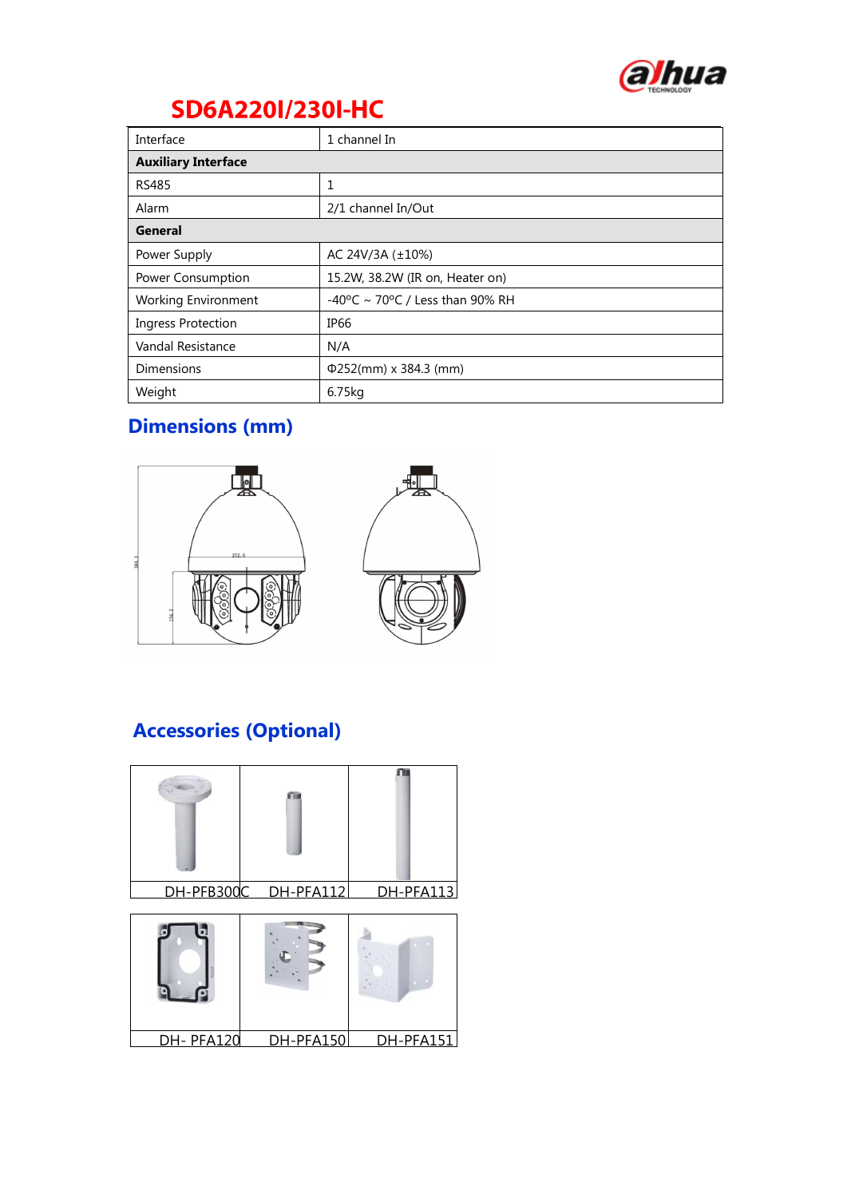# SD6A220I/230I-HC

| | |
|---|---|
| Interface | 1 channel In |
| **Auxiliary Interface** | |
| RS485 | 1 |
| Alarm | 2/1 channel In/Out |
| **General** | |
| Power Supply | AC 24V/3A (±10%) |
| Power Consumption | 15.2W, 38.2W (IR on, Heater on) |
| Working Environment | -40°C ~ 70°C / Less than 90% RH |
| Ingress Protection | IP66 |
| Vandal Resistance | N/A |
| Dimensions | Φ252(mm) x 384.3 (mm) |
| Weight | 6.75kg |

## Dimensions (mm)

252.0

384.3

156.2

## Accessories (Optional)

DH-PFB300C

DH-PFA112

DH-PFA113

DH- PFA120

DH-PFA150

DH-PFA151